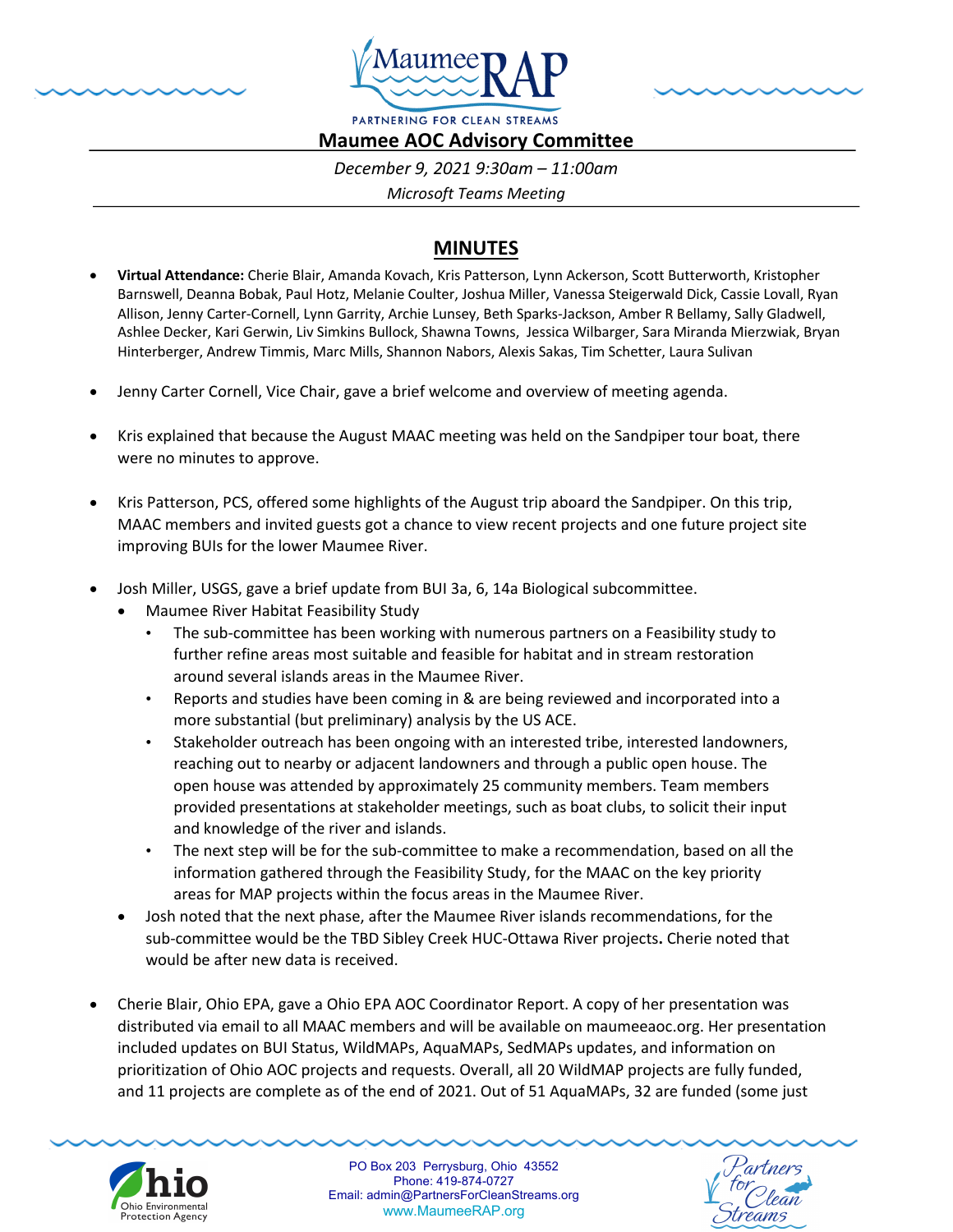# Maumee AOC Advisory Committee

*December 9, 2021 9:30am – 11:00am*

*Microsoft Teams Meeting*

## MINUTES

- **Virtual Attendance:** Cherie Blair, Amanda Kovach, Kris Patterson, Lynn Ackerson, Scott Butterworth, Kristopher Barnswell, Deanna Bobak, Paul Hotz, Melanie Coulter, Joshua Miller, Vanessa Steigerwald Dick, Cassie Lovall, Ryan Allison, Jenny Carter-Cornell, Lynn Garrity, Archie Lunsey, Beth Sparks-Jackson, Amber R Bellamy, Sally Gladwell, Ashlee Decker, Kari Gerwin, Liv Simkins Bullock, Shawna Towns, Jessica Wilbarger, Sara Miranda Mierzwiak, Bryan Hinterberger, Andrew Timmis, Marc Mills, Shannon Nabors, Alexis Sakas, Tim Schetter, Laura Sulivan

- Jenny Carter Cornell, Vice Chair, gave a brief welcome and overview of meeting agenda.

- Kris explained that because the August MAAC meeting was held on the Sandpiper tour boat, there were no minutes to approve.

- Kris Patterson, PCS, offered some highlights of the August trip aboard the Sandpiper. On this trip, MAAC members and invited guests got a chance to view recent projects and one future project site improving BUIs for the lower Maumee River.

- Josh Miller, USGS, gave a brief update from BUI 3a, 6, 14a Biological subcommittee.
  - Maumee River Habitat Feasibility Study
    - The sub-committee has been working with numerous partners on a Feasibility study to further refine areas most suitable and feasible for habitat and in stream restoration around several islands areas in the Maumee River.
    - Reports and studies have been coming in & are being reviewed and incorporated into a more substantial (but preliminary) analysis by the US ACE.
    - Stakeholder outreach has been ongoing with an interested tribe, interested landowners, reaching out to nearby or adjacent landowners and through a public open house. The open house was attended by approximately 25 community members. Team members provided presentations at stakeholder meetings, such as boat clubs, to solicit their input and knowledge of the river and islands.
    - The next step will be for the sub-committee to make a recommendation, based on all the information gathered through the Feasibility Study, for the MAAC on the key priority areas for MAP projects within the focus areas in the Maumee River.
  - Josh noted that the next phase, after the Maumee River islands recommendations, for the sub-committee would be the TBD Sibley Creek HUC-Ottawa River projects**.** Cherie noted that would be after new data is received.

- Cherie Blair, Ohio EPA, gave a Ohio EPA AOC Coordinator Report. A copy of her presentation was distributed via email to all MAAC members and will be available on maumeeaoc.org. Her presentation included updates on BUI Status, WildMAPs, AquaMAPs, SedMAPs updates, and information on prioritization of Ohio AOC projects and requests. Overall, all 20 WildMAP projects are fully funded, and 11 projects are complete as of the end of 2021. Out of 51 AquaMAPs, 32 are funded (some just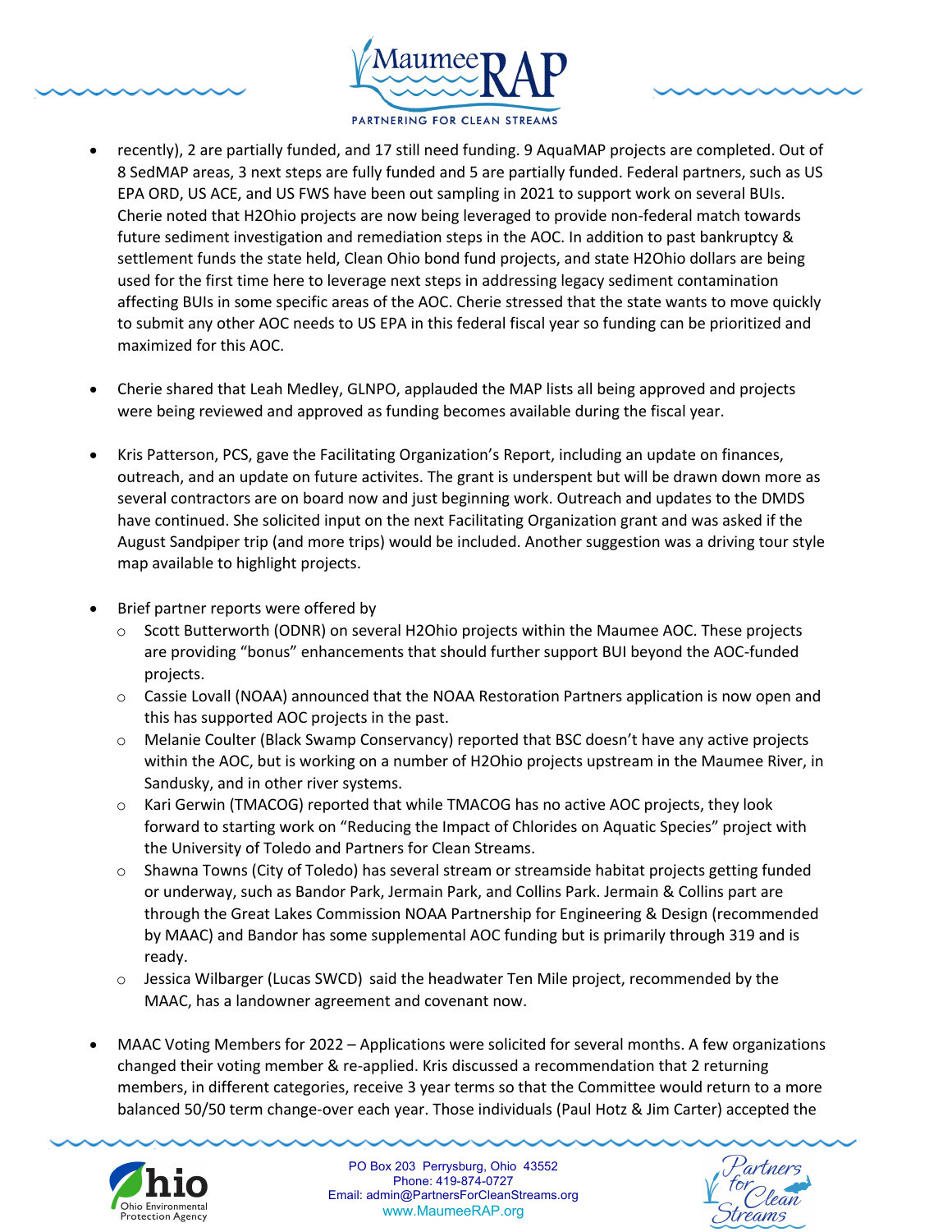- recently), 2 are partially funded, and 17 still need funding. 9 AquaMAP projects are completed. Out of 8 SedMAP areas, 3 next steps are fully funded and 5 are partially funded. Federal partners, such as US EPA ORD, US ACE, and US FWS have been out sampling in 2021 to support work on several BUIs. Cherie noted that H2Ohio projects are now being leveraged to provide non-federal match towards future sediment investigation and remediation steps in the AOC. In addition to past bankruptcy & settlement funds the state held, Clean Ohio bond fund projects, and state H2Ohio dollars are being used for the first time here to leverage next steps in addressing legacy sediment contamination affecting BUIs in some specific areas of the AOC. Cherie stressed that the state wants to move quickly to submit any other AOC needs to US EPA in this federal fiscal year so funding can be prioritized and maximized for this AOC.

- Cherie shared that Leah Medley, GLNPO, applauded the MAP lists all being approved and projects were being reviewed and approved as funding becomes available during the fiscal year.

- Kris Patterson, PCS, gave the Facilitating Organization's Report, including an update on finances, outreach, and an update on future activites. The grant is underspent but will be drawn down more as several contractors are on board now and just beginning work. Outreach and updates to the DMDS have continued. She solicited input on the next Facilitating Organization grant and was asked if the August Sandpiper trip (and more trips) would be included. Another suggestion was a driving tour style map available to highlight projects.

- Brief partner reports were offered by
  - Scott Butterworth (ODNR) on several H2Ohio projects within the Maumee AOC. These projects are providing "bonus" enhancements that should further support BUI beyond the AOC-funded projects.
  - Cassie Lovall (NOAA) announced that the NOAA Restoration Partners application is now open and this has supported AOC projects in the past.
  - Melanie Coulter (Black Swamp Conservancy) reported that BSC doesn't have any active projects within the AOC, but is working on a number of H2Ohio projects upstream in the Maumee River, in Sandusky, and in other river systems.
  - Kari Gerwin (TMACOG) reported that while TMACOG has no active AOC projects, they look forward to starting work on "Reducing the Impact of Chlorides on Aquatic Species" project with the University of Toledo and Partners for Clean Streams.
  - Shawna Towns (City of Toledo) has several stream or streamside habitat projects getting funded or underway, such as Bandor Park, Jermain Park, and Collins Park. Jermain & Collins part are through the Great Lakes Commission NOAA Partnership for Engineering & Design (recommended by MAAC) and Bandor has some supplemental AOC funding but is primarily through 319 and is ready.
  - Jessica Wilbarger (Lucas SWCD) said the headwater Ten Mile project, recommended by the MAAC, has a landowner agreement and covenant now.

- MAAC Voting Members for 2022 – Applications were solicited for several months. A few organizations changed their voting member & re-applied. Kris discussed a recommendation that 2 returning members, in different categories, receive 3 year terms so that the Committee would return to a more balanced 50/50 term change-over each year. Those individuals (Paul Hotz & Jim Carter) accepted the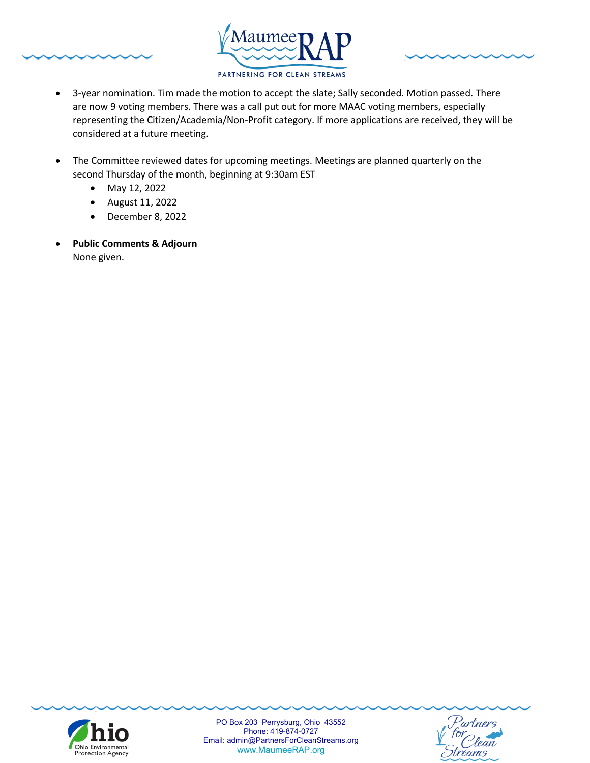- 3-year nomination. Tim made the motion to accept the slate; Sally seconded. Motion passed. There are now 9 voting members. There was a call put out for more MAAC voting members, especially representing the Citizen/Academia/Non-Profit category. If more applications are received, they will be considered at a future meeting.

- The Committee reviewed dates for upcoming meetings. Meetings are planned quarterly on the second Thursday of the month, beginning at 9:30am EST
  - May 12, 2022
  - August 11, 2022
  - December 8, 2022

- **Public Comments & Adjourn**
  None given.